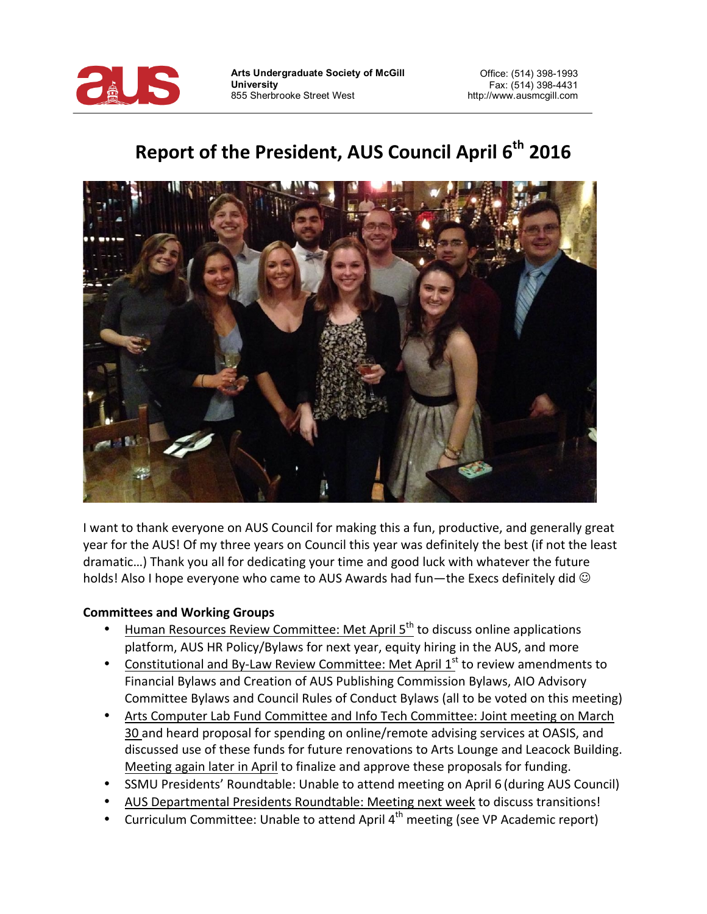**Arts Undergraduate Society of McGill University**
855 Sherbrooke Street West

Office: (514) 398-1993
Fax: (514) 398-4431
http://www.ausmcgill.com

# Report of the President, AUS Council April 6th 2016

I want to thank everyone on AUS Council for making this a fun, productive, and generally great year for the AUS! Of my three years on Council this year was definitely the best (if not the least dramatic…) Thank you all for dedicating your time and good luck with whatever the future holds! Also I hope everyone who came to AUS Awards had fun—the Execs definitely did ☺

**Committees and Working Groups**

- Human Resources Review Committee: Met April 5th to discuss online applications platform, AUS HR Policy/Bylaws for next year, equity hiring in the AUS, and more
- Constitutional and By-Law Review Committee: Met April 1st to review amendments to Financial Bylaws and Creation of AUS Publishing Commission Bylaws, AIO Advisory Committee Bylaws and Council Rules of Conduct Bylaws (all to be voted on this meeting)
- Arts Computer Lab Fund Committee and Info Tech Committee: Joint meeting on March 30 and heard proposal for spending on online/remote advising services at OASIS, and discussed use of these funds for future renovations to Arts Lounge and Leacock Building. Meeting again later in April to finalize and approve these proposals for funding.
- SSMU Presidents' Roundtable: Unable to attend meeting on April 6 (during AUS Council)
- AUS Departmental Presidents Roundtable: Meeting next week to discuss transitions!
- Curriculum Committee: Unable to attend April 4th meeting (see VP Academic report)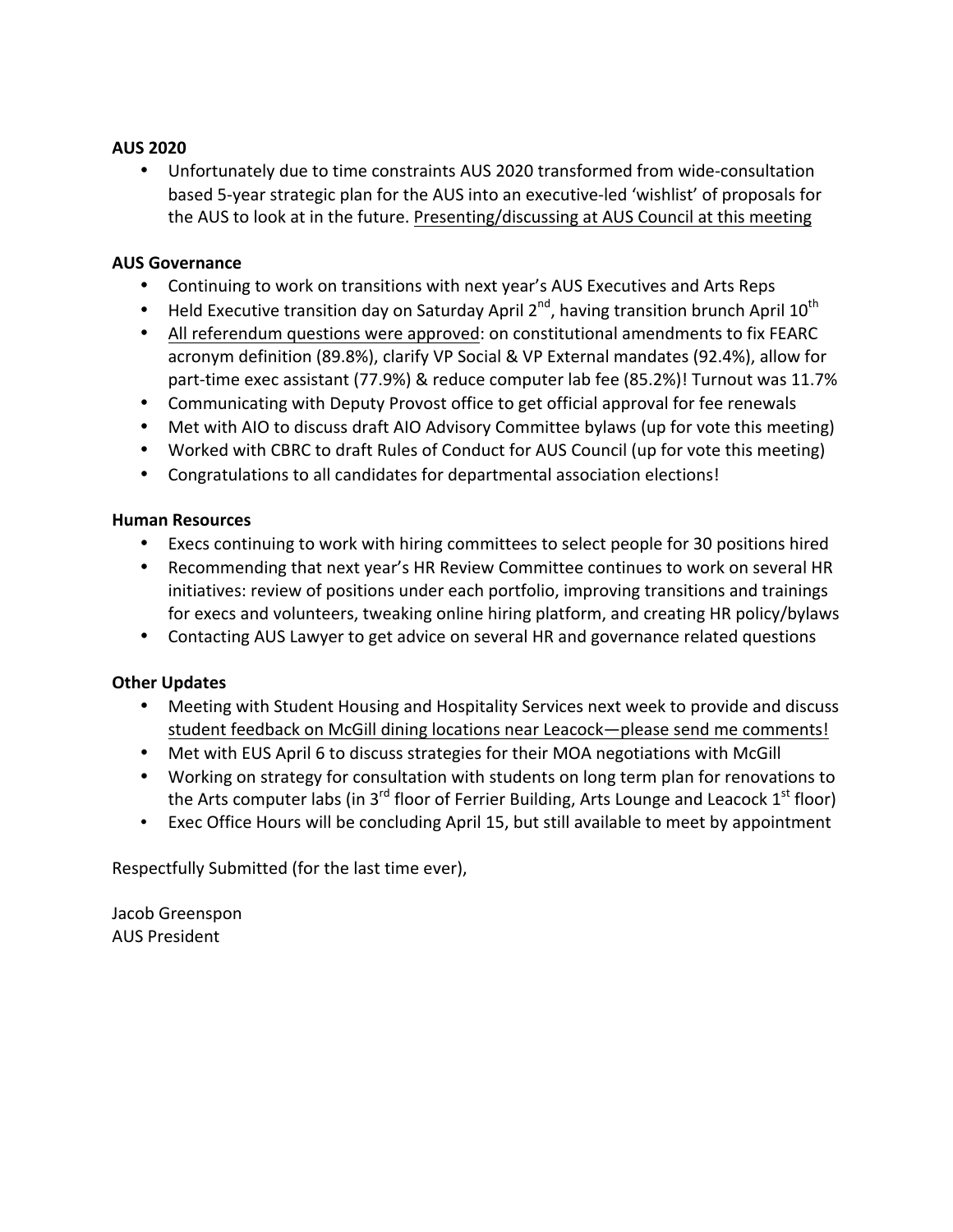**AUS 2020**

- Unfortunately due to time constraints AUS 2020 transformed from wide-consultation based 5-year strategic plan for the AUS into an executive-led 'wishlist' of proposals for the AUS to look at in the future. Presenting/discussing at AUS Council at this meeting

**AUS Governance**

- Continuing to work on transitions with next year's AUS Executives and Arts Reps
- Held Executive transition day on Saturday April 2nd, having transition brunch April 10th
- All referendum questions were approved: on constitutional amendments to fix FEARC acronym definition (89.8%), clarify VP Social & VP External mandates (92.4%), allow for part-time exec assistant (77.9%) & reduce computer lab fee (85.2%)! Turnout was 11.7%
- Communicating with Deputy Provost office to get official approval for fee renewals
- Met with AIO to discuss draft AIO Advisory Committee bylaws (up for vote this meeting)
- Worked with CBRC to draft Rules of Conduct for AUS Council (up for vote this meeting)
- Congratulations to all candidates for departmental association elections!

**Human Resources**

- Execs continuing to work with hiring committees to select people for 30 positions hired
- Recommending that next year's HR Review Committee continues to work on several HR initiatives: review of positions under each portfolio, improving transitions and trainings for execs and volunteers, tweaking online hiring platform, and creating HR policy/bylaws
- Contacting AUS Lawyer to get advice on several HR and governance related questions

**Other Updates**

- Meeting with Student Housing and Hospitality Services next week to provide and discuss student feedback on McGill dining locations near Leacock—please send me comments!
- Met with EUS April 6 to discuss strategies for their MOA negotiations with McGill
- Working on strategy for consultation with students on long term plan for renovations to the Arts computer labs (in 3rd floor of Ferrier Building, Arts Lounge and Leacock 1st floor)
- Exec Office Hours will be concluding April 15, but still available to meet by appointment

Respectfully Submitted (for the last time ever),

Jacob Greenspon
AUS President